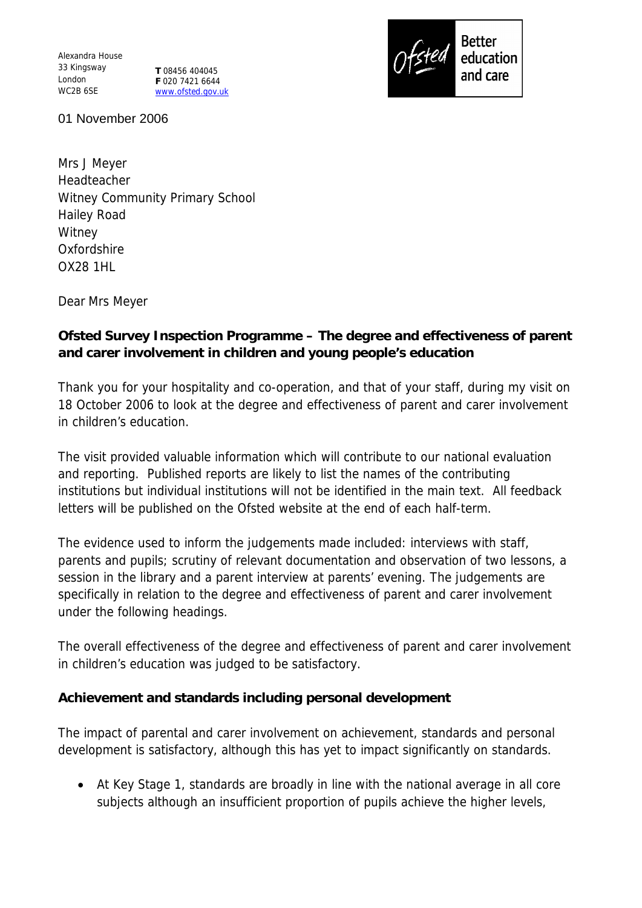Alexandra House
33 Kingsway
London
WC2B 6SE

**T** 08456 404045
**F** 020 7421 6644
www.ofsted.gov.uk

Ofsted Better education and care

01 November 2006

Mrs J Meyer
Headteacher
Witney Community Primary School
Hailey Road
Witney
Oxfordshire
OX28 1HL

Dear Mrs Meyer

**Ofsted Survey Inspection Programme – The degree and effectiveness of parent and carer involvement in children and young people's education**

Thank you for your hospitality and co-operation, and that of your staff, during my visit on 18 October 2006 to look at the degree and effectiveness of parent and carer involvement in children's education.

The visit provided valuable information which will contribute to our national evaluation and reporting. Published reports are likely to list the names of the contributing institutions but individual institutions will not be identified in the main text. All feedback letters will be published on the Ofsted website at the end of each half-term.

The evidence used to inform the judgements made included: interviews with staff, parents and pupils; scrutiny of relevant documentation and observation of two lessons, a session in the library and a parent interview at parents' evening. The judgements are specifically in relation to the degree and effectiveness of parent and carer involvement under the following headings.

The overall effectiveness of the degree and effectiveness of parent and carer involvement in children's education was judged to be satisfactory.

**Achievement and standards including personal development**

The impact of parental and carer involvement on achievement, standards and personal development is satisfactory, although this has yet to impact significantly on standards.

- At Key Stage 1, standards are broadly in line with the national average in all core subjects although an insufficient proportion of pupils achieve the higher levels,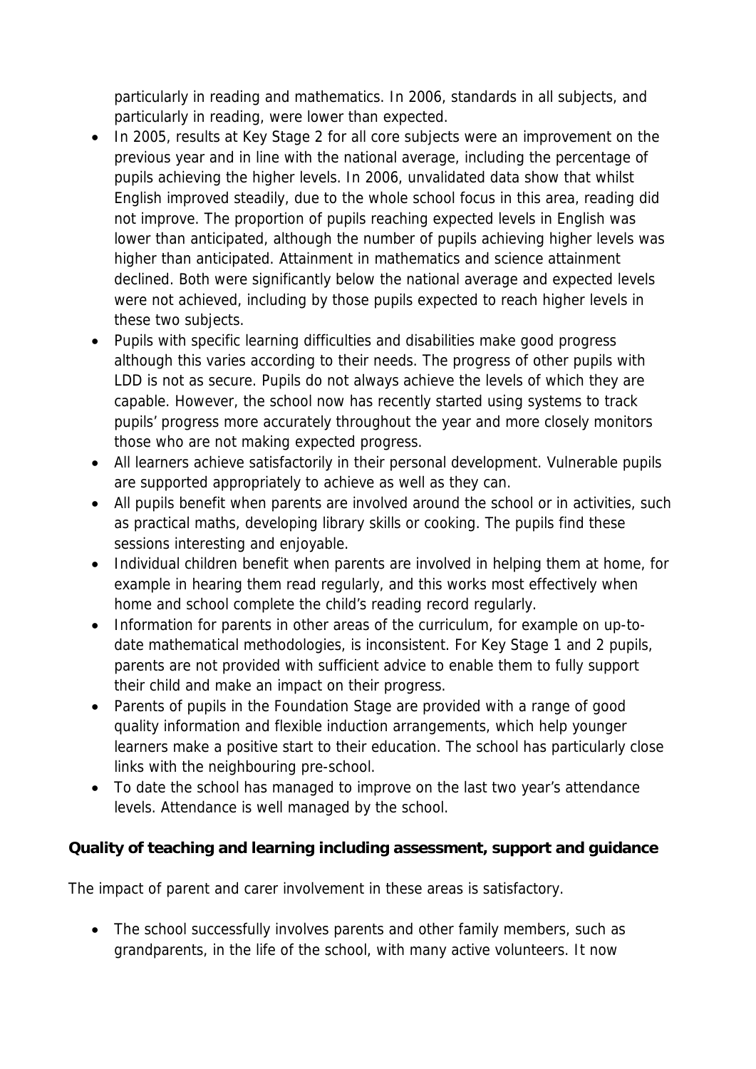particularly in reading and mathematics. In 2006, standards in all subjects, and particularly in reading, were lower than expected.

- In 2005, results at Key Stage 2 for all core subjects were an improvement on the previous year and in line with the national average, including the percentage of pupils achieving the higher levels. In 2006, unvalidated data show that whilst English improved steadily, due to the whole school focus in this area, reading did not improve. The proportion of pupils reaching expected levels in English was lower than anticipated, although the number of pupils achieving higher levels was higher than anticipated. Attainment in mathematics and science attainment declined. Both were significantly below the national average and expected levels were not achieved, including by those pupils expected to reach higher levels in these two subjects.
- Pupils with specific learning difficulties and disabilities make good progress although this varies according to their needs. The progress of other pupils with LDD is not as secure. Pupils do not always achieve the levels of which they are capable. However, the school now has recently started using systems to track pupils' progress more accurately throughout the year and more closely monitors those who are not making expected progress.
- All learners achieve satisfactorily in their personal development. Vulnerable pupils are supported appropriately to achieve as well as they can.
- All pupils benefit when parents are involved around the school or in activities, such as practical maths, developing library skills or cooking. The pupils find these sessions interesting and enjoyable.
- Individual children benefit when parents are involved in helping them at home, for example in hearing them read regularly, and this works most effectively when home and school complete the child's reading record regularly.
- Information for parents in other areas of the curriculum, for example on up-to-date mathematical methodologies, is inconsistent. For Key Stage 1 and 2 pupils, parents are not provided with sufficient advice to enable them to fully support their child and make an impact on their progress.
- Parents of pupils in the Foundation Stage are provided with a range of good quality information and flexible induction arrangements, which help younger learners make a positive start to their education. The school has particularly close links with the neighbouring pre-school.
- To date the school has managed to improve on the last two year's attendance levels. Attendance is well managed by the school.

**Quality of teaching and learning including assessment, support and guidance**

The impact of parent and carer involvement in these areas is satisfactory.

- The school successfully involves parents and other family members, such as grandparents, in the life of the school, with many active volunteers. It now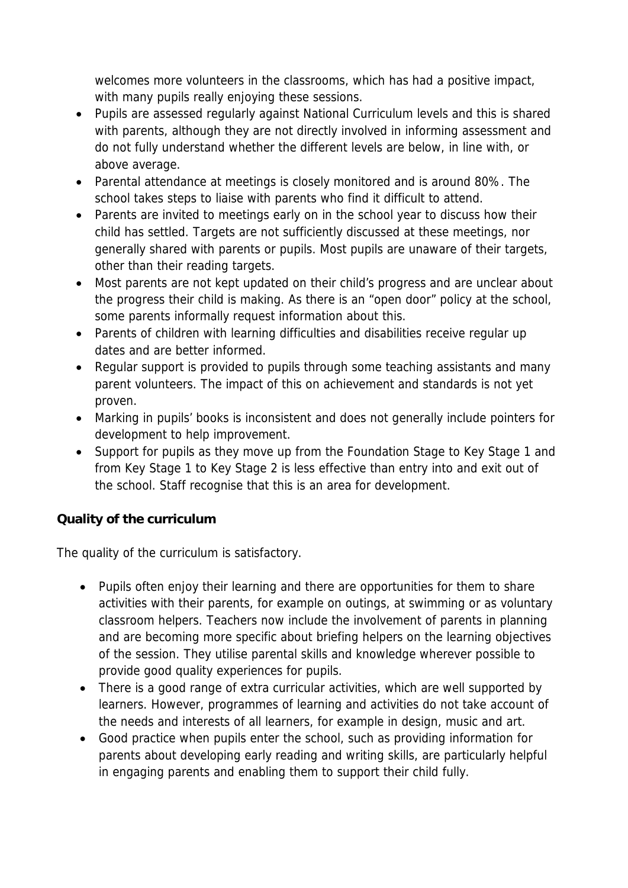welcomes more volunteers in the classrooms, which has had a positive impact, with many pupils really enjoying these sessions.

- Pupils are assessed regularly against National Curriculum levels and this is shared with parents, although they are not directly involved in informing assessment and do not fully understand whether the different levels are below, in line with, or above average.
- Parental attendance at meetings is closely monitored and is around 80%. The school takes steps to liaise with parents who find it difficult to attend.
- Parents are invited to meetings early on in the school year to discuss how their child has settled. Targets are not sufficiently discussed at these meetings, nor generally shared with parents or pupils. Most pupils are unaware of their targets, other than their reading targets.
- Most parents are not kept updated on their child's progress and are unclear about the progress their child is making. As there is an "open door" policy at the school, some parents informally request information about this.
- Parents of children with learning difficulties and disabilities receive regular up dates and are better informed.
- Regular support is provided to pupils through some teaching assistants and many parent volunteers. The impact of this on achievement and standards is not yet proven.
- Marking in pupils' books is inconsistent and does not generally include pointers for development to help improvement.
- Support for pupils as they move up from the Foundation Stage to Key Stage 1 and from Key Stage 1 to Key Stage 2 is less effective than entry into and exit out of the school. Staff recognise that this is an area for development.

**Quality of the curriculum**

The quality of the curriculum is satisfactory.

- Pupils often enjoy their learning and there are opportunities for them to share activities with their parents, for example on outings, at swimming or as voluntary classroom helpers. Teachers now include the involvement of parents in planning and are becoming more specific about briefing helpers on the learning objectives of the session. They utilise parental skills and knowledge wherever possible to provide good quality experiences for pupils.
- There is a good range of extra curricular activities, which are well supported by learners. However, programmes of learning and activities do not take account of the needs and interests of all learners, for example in design, music and art.
- Good practice when pupils enter the school, such as providing information for parents about developing early reading and writing skills, are particularly helpful in engaging parents and enabling them to support their child fully.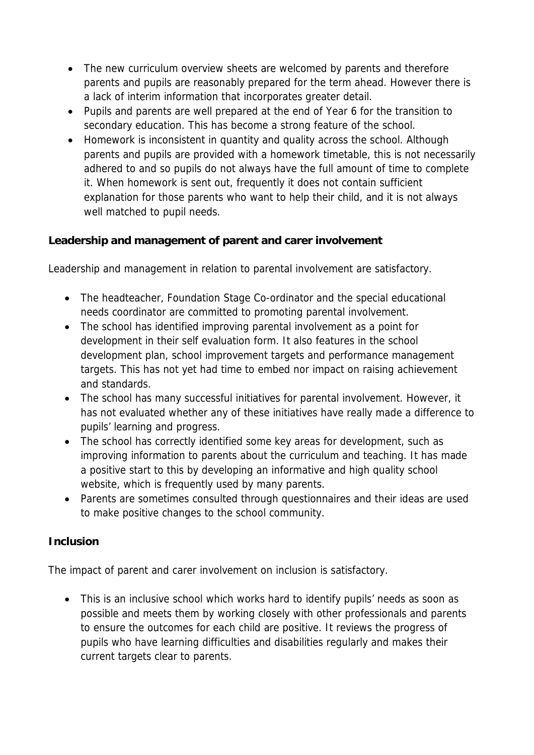- The new curriculum overview sheets are welcomed by parents and therefore parents and pupils are reasonably prepared for the term ahead. However there is a lack of interim information that incorporates greater detail.
- Pupils and parents are well prepared at the end of Year 6 for the transition to secondary education. This has become a strong feature of the school.
- Homework is inconsistent in quantity and quality across the school. Although parents and pupils are provided with a homework timetable, this is not necessarily adhered to and so pupils do not always have the full amount of time to complete it. When homework is sent out, frequently it does not contain sufficient explanation for those parents who want to help their child, and it is not always well matched to pupil needs.

**Leadership and management of parent and carer involvement**

Leadership and management in relation to parental involvement are satisfactory.

- The headteacher, Foundation Stage Co-ordinator and the special educational needs coordinator are committed to promoting parental involvement.
- The school has identified improving parental involvement as a point for development in their self evaluation form. It also features in the school development plan, school improvement targets and performance management targets. This has not yet had time to embed nor impact on raising achievement and standards.
- The school has many successful initiatives for parental involvement. However, it has not evaluated whether any of these initiatives have really made a difference to pupils' learning and progress.
- The school has correctly identified some key areas for development, such as improving information to parents about the curriculum and teaching. It has made a positive start to this by developing an informative and high quality school website, which is frequently used by many parents.
- Parents are sometimes consulted through questionnaires and their ideas are used to make positive changes to the school community.

**Inclusion**

The impact of parent and carer involvement on inclusion is satisfactory.

- This is an inclusive school which works hard to identify pupils' needs as soon as possible and meets them by working closely with other professionals and parents to ensure the outcomes for each child are positive. It reviews the progress of pupils who have learning difficulties and disabilities regularly and makes their current targets clear to parents.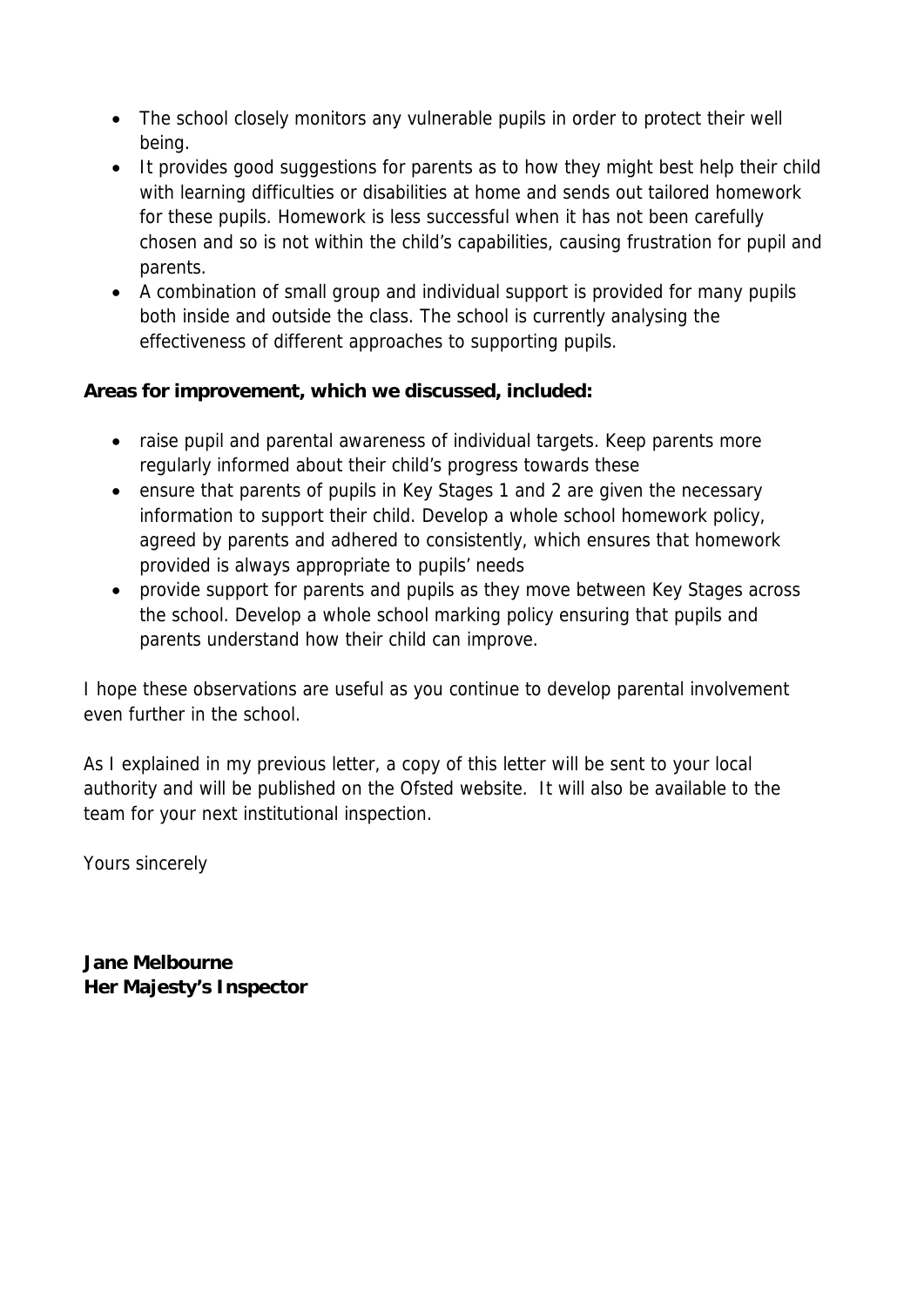- The school closely monitors any vulnerable pupils in order to protect their well being.
- It provides good suggestions for parents as to how they might best help their child with learning difficulties or disabilities at home and sends out tailored homework for these pupils. Homework is less successful when it has not been carefully chosen and so is not within the child's capabilities, causing frustration for pupil and parents.
- A combination of small group and individual support is provided for many pupils both inside and outside the class. The school is currently analysing the effectiveness of different approaches to supporting pupils.

**Areas for improvement, which we discussed, included:**

- raise pupil and parental awareness of individual targets. Keep parents more regularly informed about their child's progress towards these
- ensure that parents of pupils in Key Stages 1 and 2 are given the necessary information to support their child. Develop a whole school homework policy, agreed by parents and adhered to consistently, which ensures that homework provided is always appropriate to pupils' needs
- provide support for parents and pupils as they move between Key Stages across the school. Develop a whole school marking policy ensuring that pupils and parents understand how their child can improve.

I hope these observations are useful as you continue to develop parental involvement even further in the school.

As I explained in my previous letter, a copy of this letter will be sent to your local authority and will be published on the Ofsted website. It will also be available to the team for your next institutional inspection.

Yours sincerely

**Jane Melbourne**
**Her Majesty's Inspector**